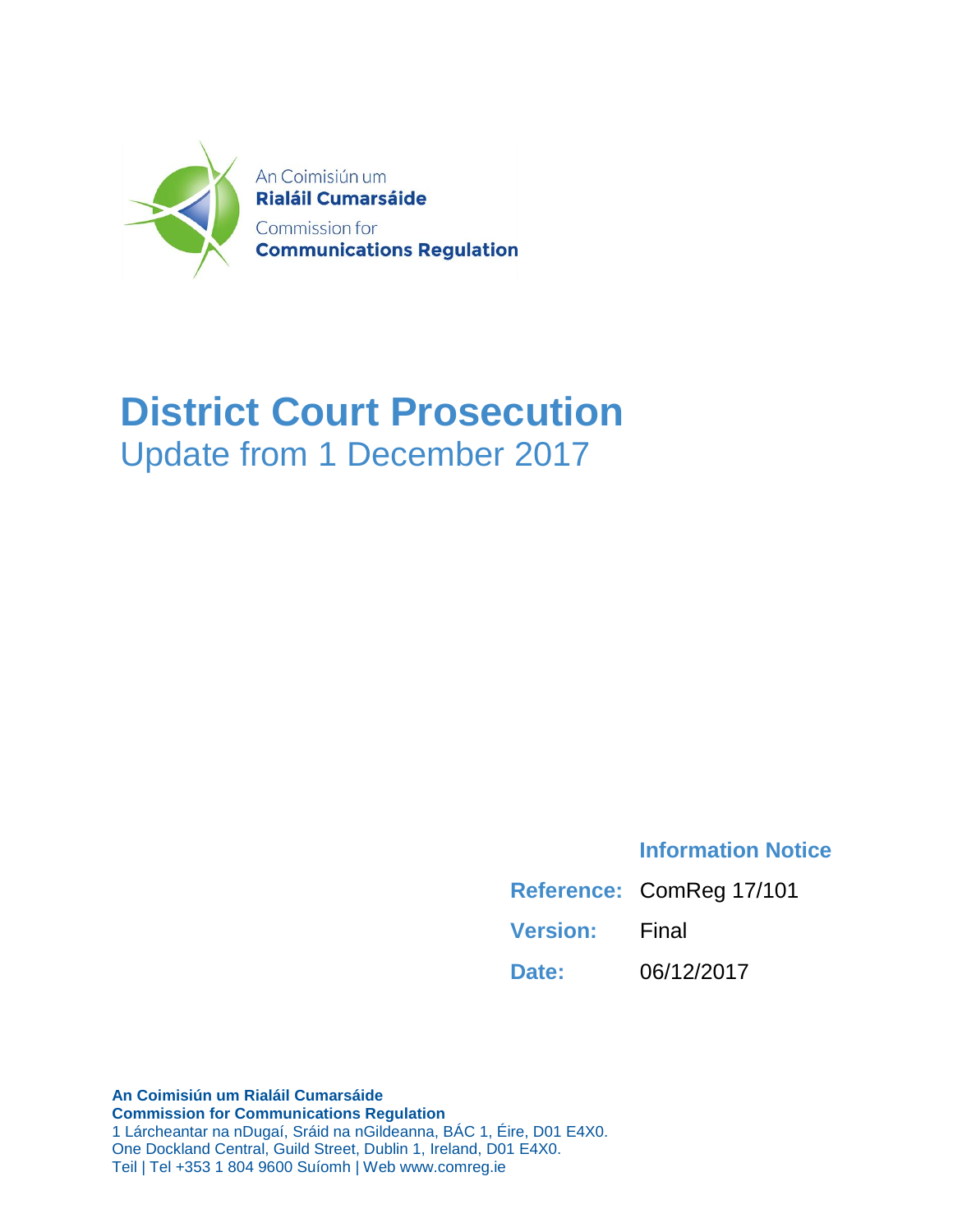An Coimisiún um
**Rialáil Cumarsáide**
Commission for
**Communications Regulation**

# District Court Prosecution

## Update from 1 December 2017

**Information Notice**

| | |
|---|---|
| **Reference:** | ComReg 17/101 |
| **Version:** | Final |
| **Date:** | 06/12/2017 |

**An Coimisiún um Rialáil Cumarsáide**
**Commission for Communications Regulation**
1 Lárcheantar na nDugaí, Sráid na nGildeanna, BÁC 1, Éire, D01 E4X0.
One Dockland Central, Guild Street, Dublin 1, Ireland, D01 E4X0.
Teil | Tel +353 1 804 9600 Suíomh | Web www.comreg.ie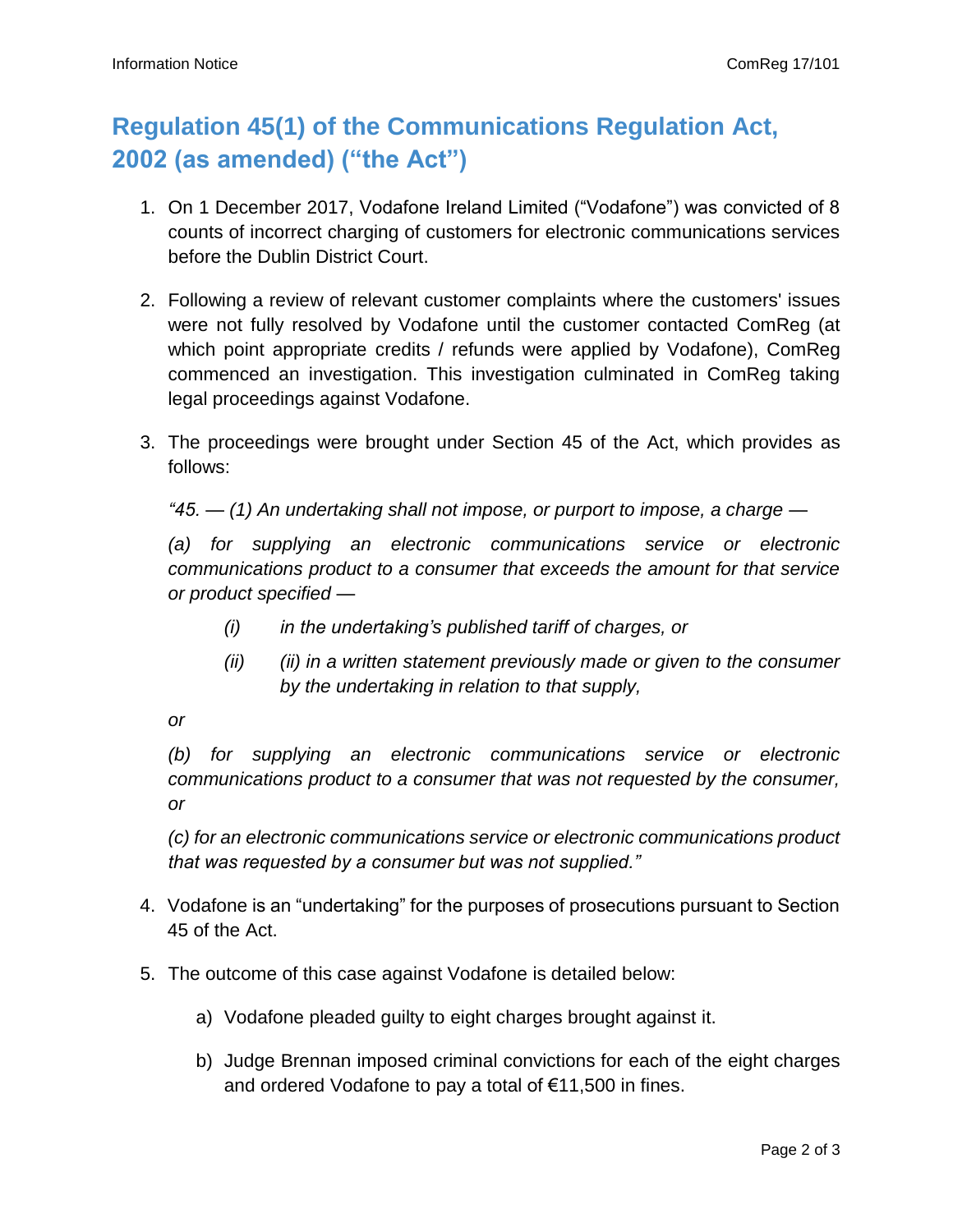## Regulation 45(1) of the Communications Regulation Act, 2002 (as amended) ("the Act")

1. On 1 December 2017, Vodafone Ireland Limited ("Vodafone") was convicted of 8 counts of incorrect charging of customers for electronic communications services before the Dublin District Court.

2. Following a review of relevant customer complaints where the customers' issues were not fully resolved by Vodafone until the customer contacted ComReg (at which point appropriate credits / refunds were applied by Vodafone), ComReg commenced an investigation. This investigation culminated in ComReg taking legal proceedings against Vodafone.

3. The proceedings were brought under Section 45 of the Act, which provides as follows:

   *"45. — (1) An undertaking shall not impose, or purport to impose, a charge —*

   *(a) for supplying an electronic communications service or electronic communications product to a consumer that exceeds the amount for that service or product specified —*

   > *(i) in the undertaking's published tariff of charges, or*
   >
   > *(ii) (ii) in a written statement previously made or given to the consumer by the undertaking in relation to that supply,*

   *or*

   *(b) for supplying an electronic communications service or electronic communications product to a consumer that was not requested by the consumer, or*

   *(c) for an electronic communications service or electronic communications product that was requested by a consumer but was not supplied."*

4. Vodafone is an "undertaking" for the purposes of prosecutions pursuant to Section 45 of the Act.

5. The outcome of this case against Vodafone is detailed below:

   a) Vodafone pleaded guilty to eight charges brought against it.

   b) Judge Brennan imposed criminal convictions for each of the eight charges and ordered Vodafone to pay a total of €11,500 in fines.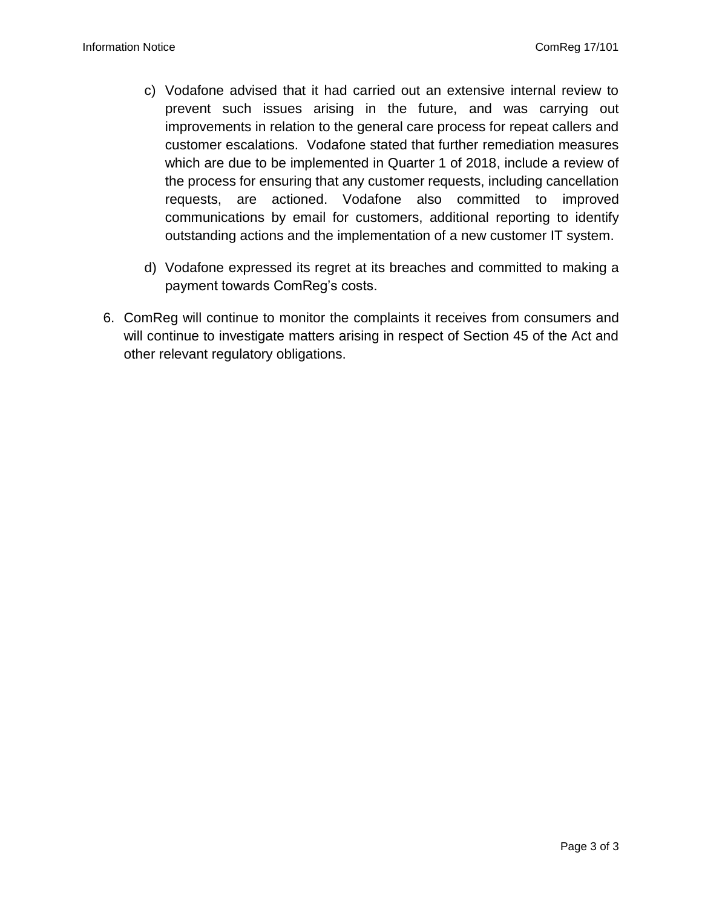c) Vodafone advised that it had carried out an extensive internal review to prevent such issues arising in the future, and was carrying out improvements in relation to the general care process for repeat callers and customer escalations. Vodafone stated that further remediation measures which are due to be implemented in Quarter 1 of 2018, include a review of the process for ensuring that any customer requests, including cancellation requests, are actioned. Vodafone also committed to improved communications by email for customers, additional reporting to identify outstanding actions and the implementation of a new customer IT system.

d) Vodafone expressed its regret at its breaches and committed to making a payment towards ComReg's costs.

6. ComReg will continue to monitor the complaints it receives from consumers and will continue to investigate matters arising in respect of Section 45 of the Act and other relevant regulatory obligations.